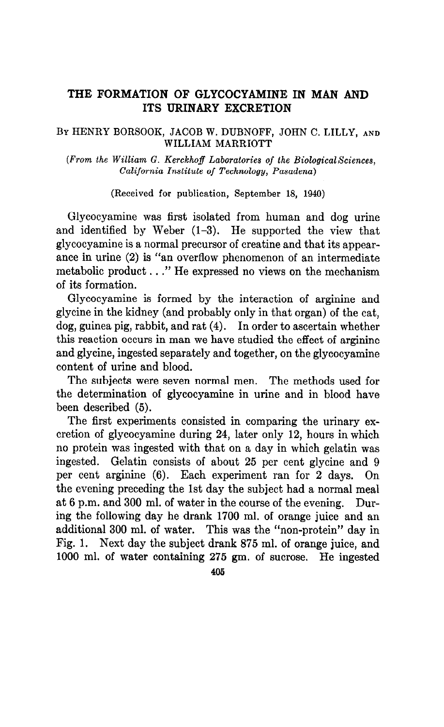# THE FORMATION OF GLYCOCYAMINE IN MAN AND ITS URINARY EXCRETION

By HENRY BORSOOK, JACOB W. DUBNOFF, JOHN C. LILLY, AND WILLIAM MARRIOTT

*(From the William G. Kerckhoff Laboratories of the Biological Sciences, California Institute of Technology, Pasadena)*

(Received for publication, September 18, 1940)

Glycocyamine was first isolated from human and dog urine and identified by Weber (1-3). He supported the view that glycocyamine is a normal precursor of creatine and that its appearance in urine (2) is "an overflow phenomenon of an intermediate metabolic product . . ." He expressed no views on the mechanism of its formation.

Glycocyamine is formed by the interaction of arginine and glycine in the kidney (and probably only in that organ) of the cat, dog, guinea pig, rabbit, and rat (4). In order to ascertain whether this reaction occurs in man we have studied the effect of arginine and glycine, ingested separately and together, on the glycocyamine content of urine and blood.

The subjects were seven normal men. The methods used for the determination of glycocyamine in urine and in blood have been described (5).

The first experiments consisted in comparing the urinary excretion of glycocyamine during 24, later only 12, hours in which no protein was ingested with that on a day in which gelatin was ingested. Gelatin consists of about 25 per cent glycine and 9 per cent arginine (6). Each experiment ran for 2 days. On the evening preceding the 1st day the subject had a normal meal at 6 p.m. and 300 ml. of water in the course of the evening. During the following day he drank 1700 ml. of orange juice and an additional 300 ml. of water. This was the "non-protein" day in Fig. 1. Next day the subject drank 875 ml. of orange juice, and 1000 ml. of water containing 275 gm. of sucrose. He ingested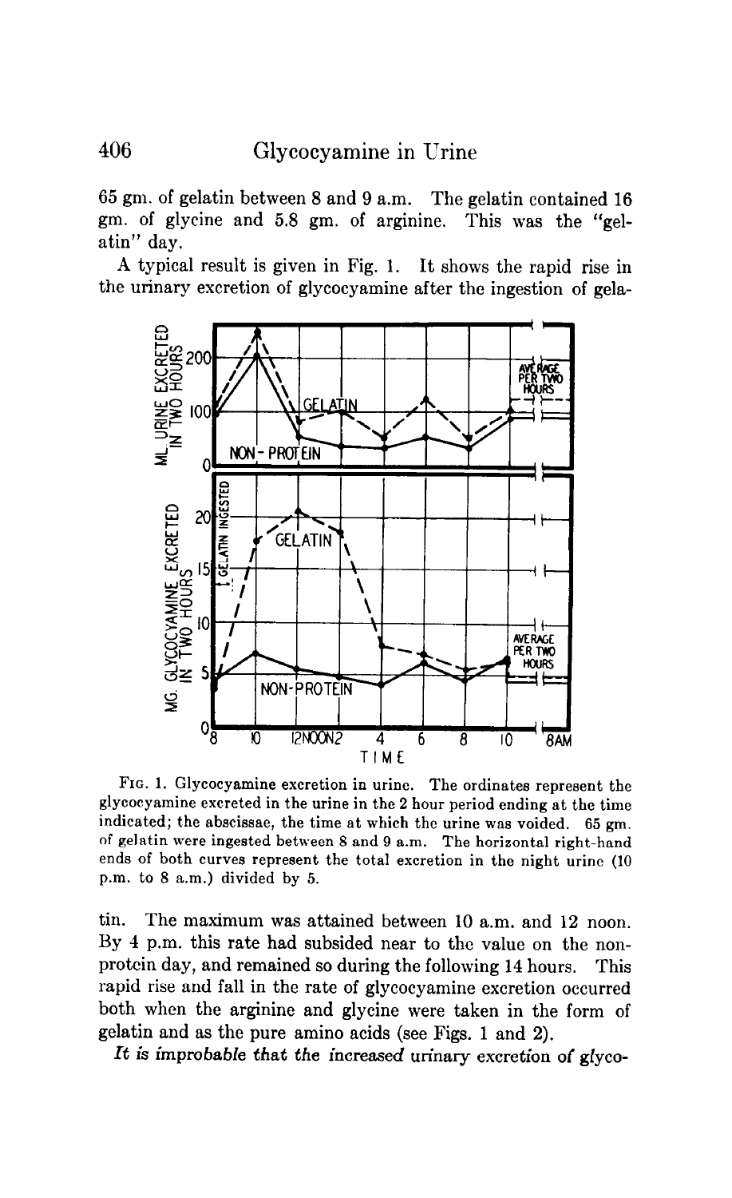65 gm. of gelatin between 8 and 9 a.m. The gelatin contained 16 gm. of glycine and 5.8 gm. of arginine. This was the "gelatin" day.

A typical result is given in Fig. 1. It shows the rapid rise in the urinary excretion of glycocyamine after the ingestion of gelatin. The maximum was attained between 10 a.m. and 12 noon. By 4 p.m. this rate had subsided near to the value on the non-protein day, and remained so during the following 14 hours. This rapid rise and fall in the rate of glycocyamine excretion occurred both when the arginine and glycine were taken in the form of gelatin and as the pure amino acids (see Figs. 1 and 2).

Fig. 1. Glycocyamine excretion in urine. The ordinates represent the glycocyamine excreted in the urine in the 2 hour period ending at the time indicated; the abscissae, the time at which the urine was voided. 65 gm. of gelatin were ingested between 8 and 9 a.m. The horizontal right-hand ends of both curves represent the total excretion in the night urine (10 p.m. to 8 a.m.) divided by 5.

*It is improbable that the increased* urinary excretion of *glyco-*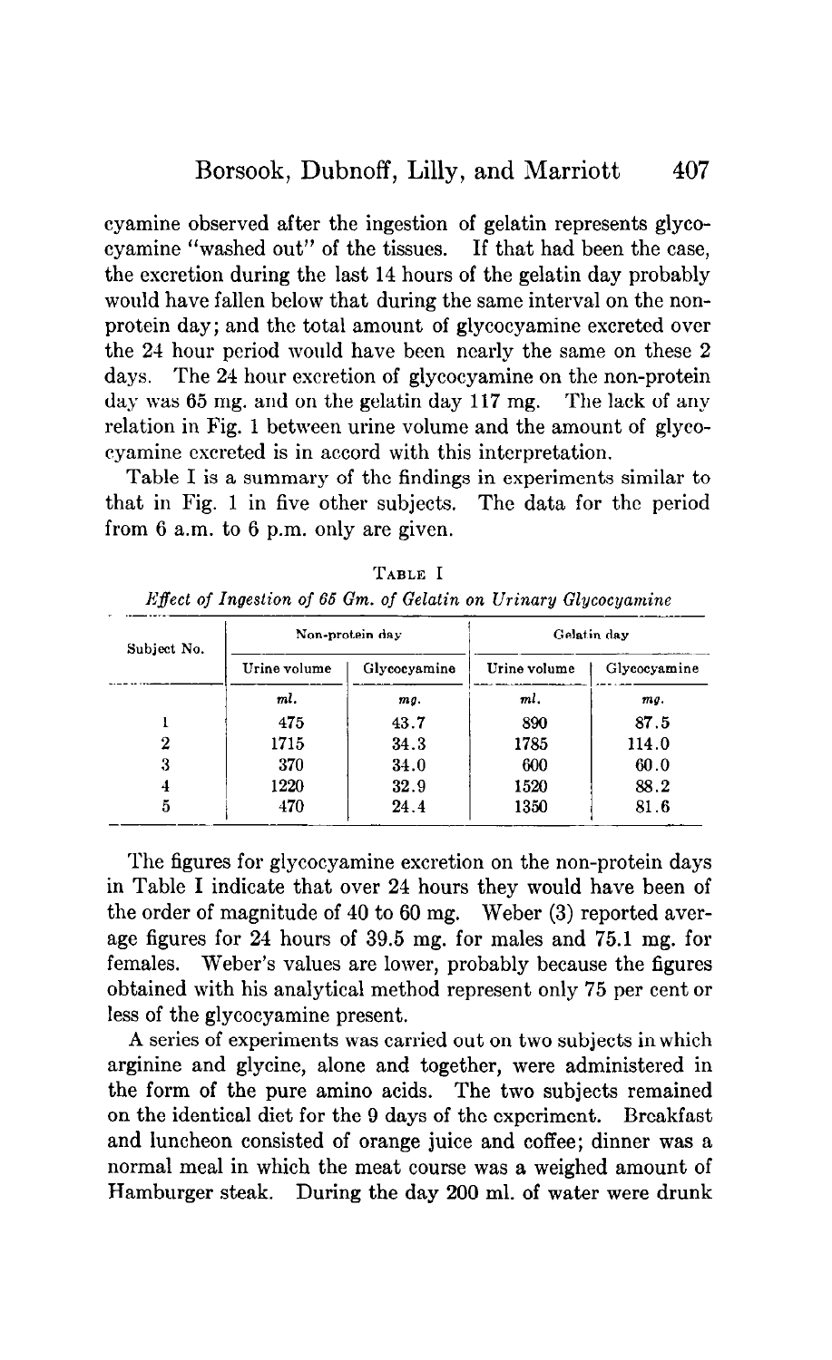cyamine observed after the ingestion of gelatin represents glycocyamine "washed out" of the tissues. If that had been the case, the excretion during the last 14 hours of the gelatin day probably would have fallen below that during the same interval on the non-protein day; and the total amount of glycocyamine excreted over the 24 hour period would have been nearly the same on these 2 days. The 24 hour excretion of glycocyamine on the non-protein day was 65 mg. and on the gelatin day 117 mg. The lack of any relation in Fig. 1 between urine volume and the amount of glycocyamine excreted is in accord with this interpretation.

Table I is a summary of the findings in experiments similar to that in Fig. 1 in five other subjects. The data for the period from 6 a.m. to 6 p.m. only are given.

TABLE I

*Effect of Ingestion of 65 Gm. of Gelatin on Urinary Glycocyamine*

| Subject No. | Non-protein day | | Gelatin day | |
|---|---|---|---|---|
| | Urine volume | Glycocyamine | Urine volume | Glycocyamine |
| | *ml.* | *mg.* | *ml.* | *mg.* |
| 1 | 475 | 43.7 | 890 | 87.5 |
| 2 | 1715 | 34.3 | 1785 | 114.0 |
| 3 | 370 | 34.0 | 600 | 60.0 |
| 4 | 1220 | 32.9 | 1520 | 88.2 |
| 5 | 470 | 24.4 | 1350 | 81.6 |

The figures for glycocyamine excretion on the non-protein days in Table I indicate that over 24 hours they would have been of the order of magnitude of 40 to 60 mg. Weber (3) reported average figures for 24 hours of 39.5 mg. for males and 75.1 mg. for females. Weber's values are lower, probably because the figures obtained with his analytical method represent only 75 per cent or less of the glycocyamine present.

A series of experiments was carried out on two subjects in which arginine and glycine, alone and together, were administered in the form of the pure amino acids. The two subjects remained on the identical diet for the 9 days of the experiment. Breakfast and luncheon consisted of orange juice and coffee; dinner was a normal meal in which the meat course was a weighed amount of Hamburger steak. During the day 200 ml. of water were drunk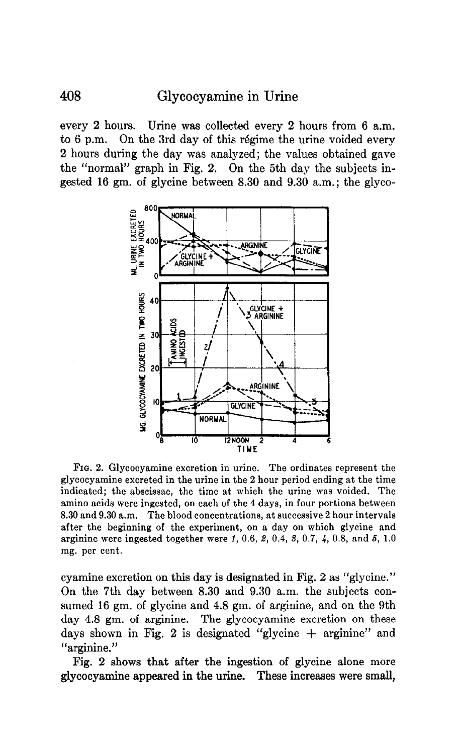every 2 hours. Urine was collected every 2 hours from 6 a.m. to 6 p.m. On the 3rd day of this régime the urine voided every 2 hours during the day was analyzed; the values obtained gave the "normal" graph in Fig. 2. On the 5th day the subjects ingested 16 gm. of glycine between 8.30 and 9.30 a.m.; the glycocyamine excretion on this day is designated in Fig. 2 as "glycine." On the 7th day between 8.30 and 9.30 a.m. the subjects consumed 16 gm. of glycine and 4.8 gm. of arginine, and on the 9th day 4.8 gm. of arginine. The glycocyamine excretion on these days shown in Fig. 2 is designated "glycine + arginine" and "arginine."

FIG. 2. Glycocyamine excretion in urine. The ordinates represent the glycocyamine excreted in the urine in the 2 hour period ending at the time indicated; the abscissae, the time at which the urine was voided. The amino acids were ingested, on each of the 4 days, in four portions between 8.30 and 9.30 a.m. The blood concentrations, at successive 2 hour intervals after the beginning of the experiment, on a day on which glycine and arginine were ingested together were *1*, 0.6, *2*, 0.4, *3*, 0.7, *4*, 0.8, and *5*, 1.0 mg. per cent.

Fig. 2 shows that after the ingestion of glycine alone more glycocyamine appeared in the urine. These increases were small,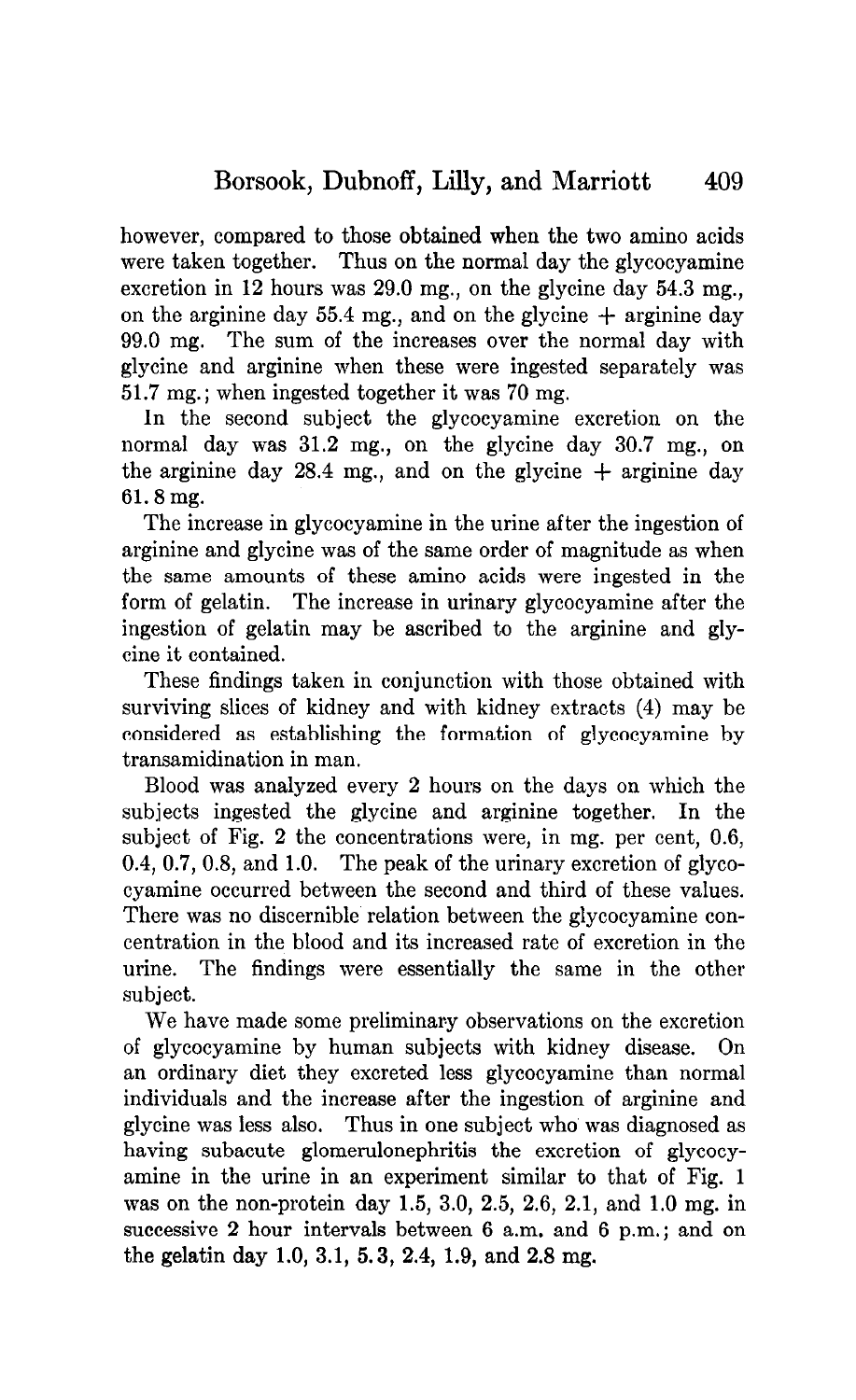however, compared to those obtained when the two amino acids were taken together. Thus on the normal day the glycocyamine excretion in 12 hours was 29.0 mg., on the glycine day 54.3 mg., on the arginine day 55.4 mg., and on the glycine + arginine day 99.0 mg. The sum of the increases over the normal day with glycine and arginine when these were ingested separately was 51.7 mg.; when ingested together it was 70 mg.

In the second subject the glycocyamine excretion on the normal day was 31.2 mg., on the glycine day 30.7 mg., on the arginine day 28.4 mg., and on the glycine + arginine day 61.8 mg.

The increase in glycocyamine in the urine after the ingestion of arginine and glycine was of the same order of magnitude as when the same amounts of these amino acids were ingested in the form of gelatin. The increase in urinary glycocyamine after the ingestion of gelatin may be ascribed to the arginine and glycine it contained.

These findings taken in conjunction with those obtained with surviving slices of kidney and with kidney extracts (4) may be considered as establishing the formation of glycocyamine by transamidination in man.

Blood was analyzed every 2 hours on the days on which the subjects ingested the glycine and arginine together. In the subject of Fig. 2 the concentrations were, in mg. per cent, 0.6, 0.4, 0.7, 0.8, and 1.0. The peak of the urinary excretion of glycocyamine occurred between the second and third of these values. There was no discernible relation between the glycocyamine concentration in the blood and its increased rate of excretion in the urine. The findings were essentially the same in the other subject.

We have made some preliminary observations on the excretion of glycocyamine by human subjects with kidney disease. On an ordinary diet they excreted less glycocyamine than normal individuals and the increase after the ingestion of arginine and glycine was less also. Thus in one subject who was diagnosed as having subacute glomerulonephritis the excretion of glycocyamine in the urine in an experiment similar to that of Fig. 1 was on the non-protein day 1.5, 3.0, 2.5, 2.6, 2.1, and 1.0 mg. in successive 2 hour intervals between 6 a.m. and 6 p.m.; and on the gelatin day 1.0, 3.1, 5.3, 2.4, 1.9, and 2.8 mg.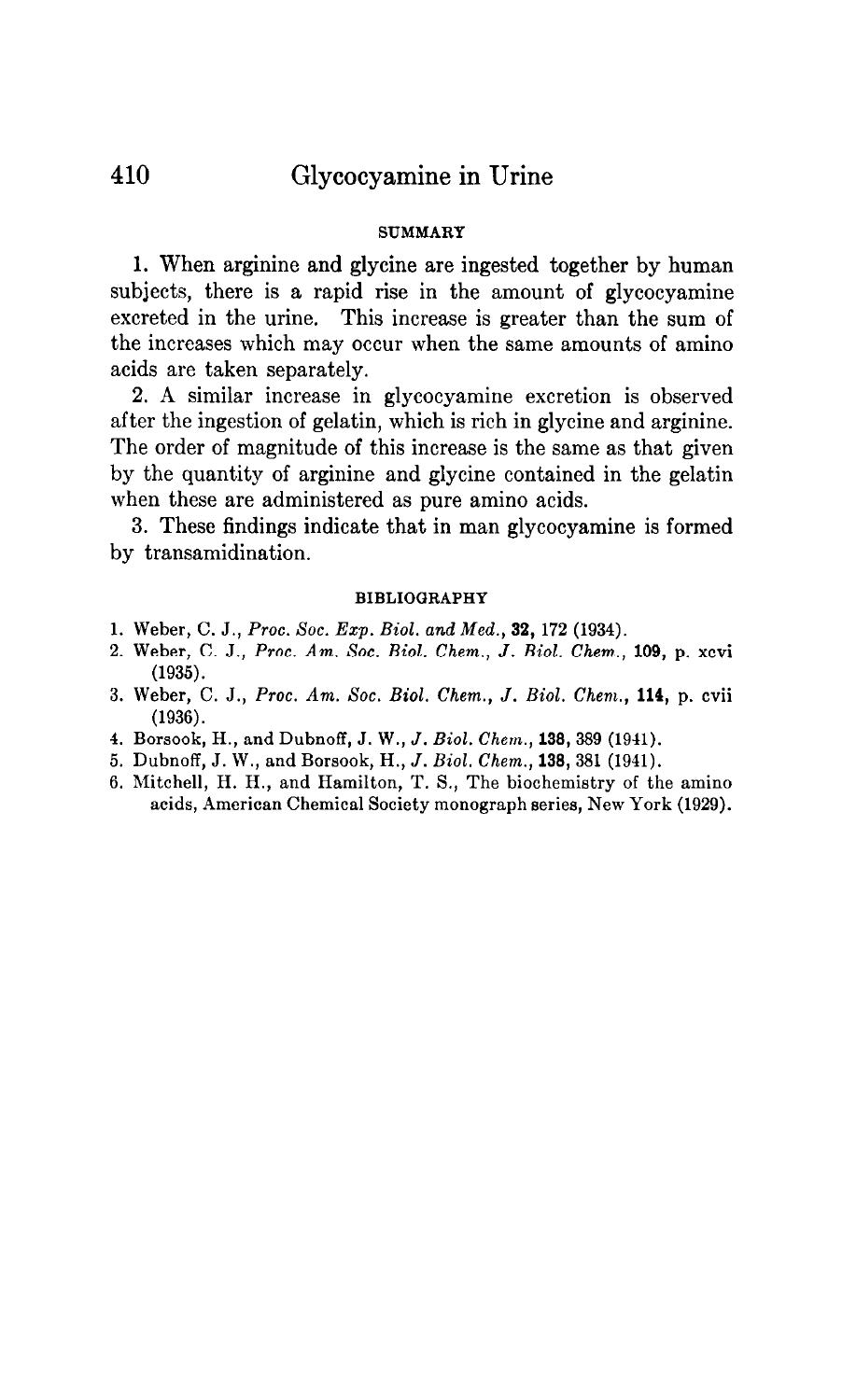## SUMMARY

1. When arginine and glycine are ingested together by human subjects, there is a rapid rise in the amount of glycocyamine excreted in the urine. This increase is greater than the sum of the increases which may occur when the same amounts of amino acids are taken separately.

2. A similar increase in glycocyamine excretion is observed after the ingestion of gelatin, which is rich in glycine and arginine. The order of magnitude of this increase is the same as that given by the quantity of arginine and glycine contained in the gelatin when these are administered as pure amino acids.

3. These findings indicate that in man glycocyamine is formed by transamidination.

## BIBLIOGRAPHY

1. Weber, C. J., *Proc. Soc. Exp. Biol. and Med.*, **32**, 172 (1934).
2. Weber, C. J., *Proc. Am. Soc. Biol. Chem., J. Biol. Chem.*, **109**, p. xcvi (1935).
3. Weber, C. J., *Proc. Am. Soc. Biol. Chem., J. Biol. Chem.*, **114**, p. cvii (1936).
4. Borsook, H., and Dubnoff, J. W., *J. Biol. Chem.*, **138**, 389 (1941).
5. Dubnoff, J. W., and Borsook, H., *J. Biol. Chem.*, **138**, 381 (1941).
6. Mitchell, H. H., and Hamilton, T. S., The biochemistry of the amino acids, American Chemical Society monograph series, New York (1929).